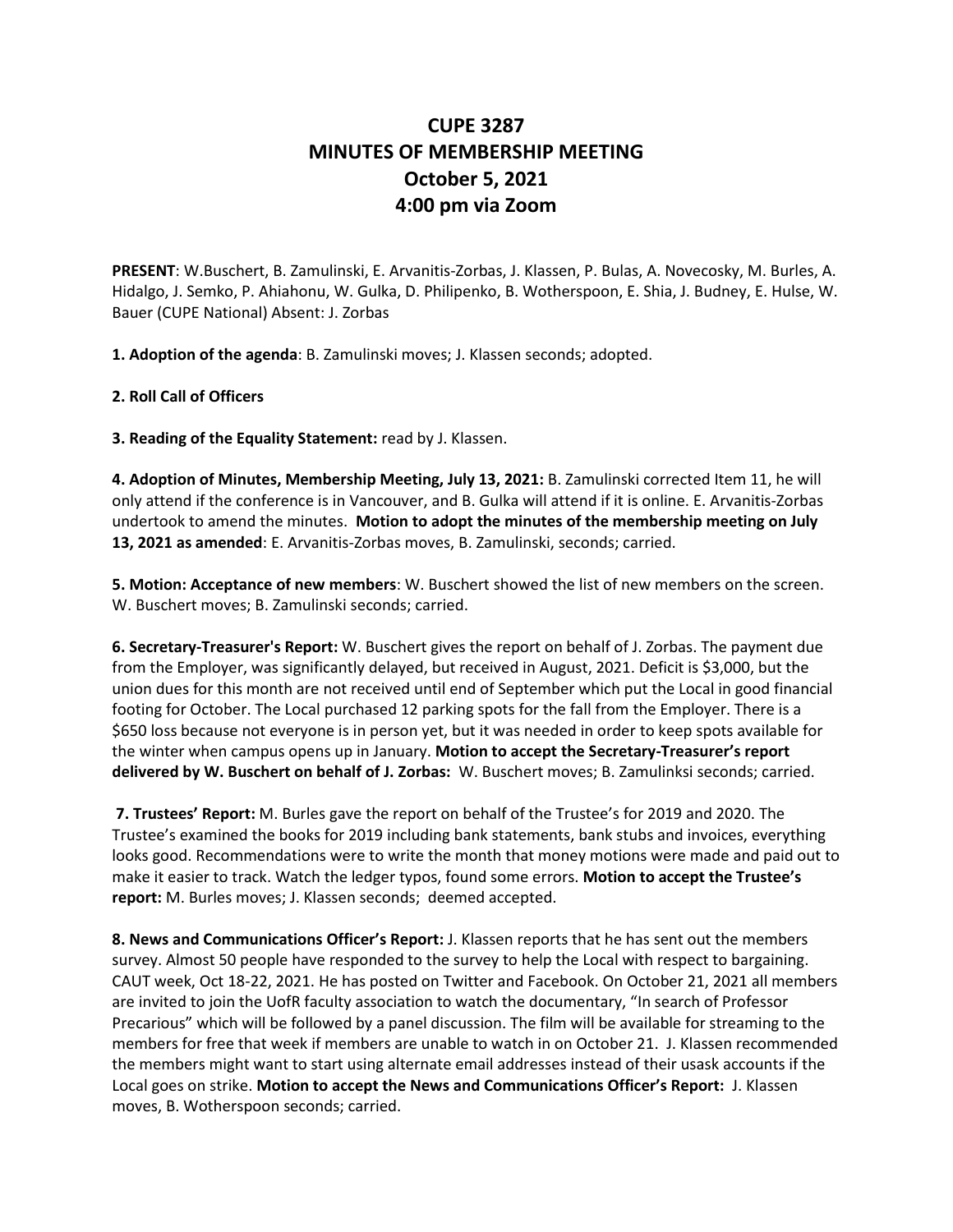# CUPE 3287
# MINUTES OF MEMBERSHIP MEETING
# October 5, 2021
# 4:00 pm via Zoom

**PRESENT**: W.Buschert, B. Zamulinski, E. Arvanitis-Zorbas, J. Klassen, P. Bulas, A. Novecosky, M. Burles, A. Hidalgo, J. Semko, P. Ahiahonu, W. Gulka, D. Philipenko, B. Wotherspoon, E. Shia, J. Budney, E. Hulse, W. Bauer (CUPE National) Absent: J. Zorbas

**1. Adoption of the agenda**: B. Zamulinski moves; J. Klassen seconds; adopted.

**2. Roll Call of Officers**

**3. Reading of the Equality Statement:** read by J. Klassen.

**4. Adoption of Minutes, Membership Meeting, July 13, 2021:** B. Zamulinski corrected Item 11, he will only attend if the conference is in Vancouver, and B. Gulka will attend if it is online. E. Arvanitis-Zorbas undertook to amend the minutes. **Motion to adopt the minutes of the membership meeting on July 13, 2021 as amended**: E. Arvanitis-Zorbas moves, B. Zamulinski, seconds; carried.

**5. Motion: Acceptance of new members**: W. Buschert showed the list of new members on the screen. W. Buschert moves; B. Zamulinski seconds; carried.

**6. Secretary-Treasurer's Report:** W. Buschert gives the report on behalf of J. Zorbas. The payment due from the Employer, was significantly delayed, but received in August, 2021. Deficit is $3,000, but the union dues for this month are not received until end of September which put the Local in good financial footing for October. The Local purchased 12 parking spots for the fall from the Employer. There is a $650 loss because not everyone is in person yet, but it was needed in order to keep spots available for the winter when campus opens up in January. **Motion to accept the Secretary-Treasurer's report delivered by W. Buschert on behalf of J. Zorbas:** W. Buschert moves; B. Zamulinksi seconds; carried.

**7. Trustees' Report:** M. Burles gave the report on behalf of the Trustee's for 2019 and 2020. The Trustee's examined the books for 2019 including bank statements, bank stubs and invoices, everything looks good. Recommendations were to write the month that money motions were made and paid out to make it easier to track. Watch the ledger typos, found some errors. **Motion to accept the Trustee's report:** M. Burles moves; J. Klassen seconds; deemed accepted.

**8. News and Communications Officer's Report:** J. Klassen reports that he has sent out the members survey. Almost 50 people have responded to the survey to help the Local with respect to bargaining. CAUT week, Oct 18-22, 2021. He has posted on Twitter and Facebook. On October 21, 2021 all members are invited to join the UofR faculty association to watch the documentary, "In search of Professor Precarious" which will be followed by a panel discussion. The film will be available for streaming to the members for free that week if members are unable to watch in on October 21. J. Klassen recommended the members might want to start using alternate email addresses instead of their usask accounts if the Local goes on strike. **Motion to accept the News and Communications Officer's Report:** J. Klassen moves, B. Wotherspoon seconds; carried.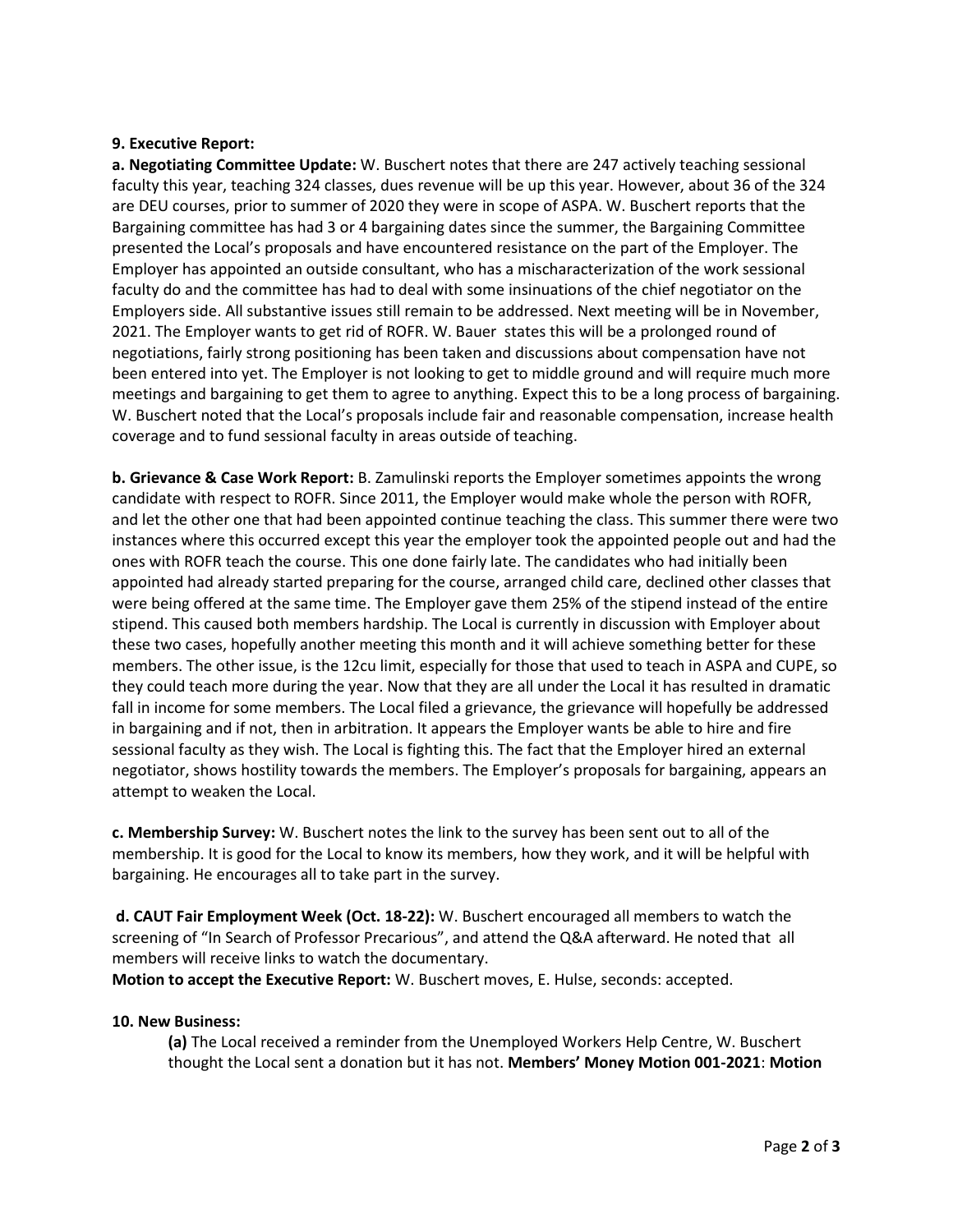**9. Executive Report:**

**a. Negotiating Committee Update:** W. Buschert notes that there are 247 actively teaching sessional faculty this year, teaching 324 classes, dues revenue will be up this year. However, about 36 of the 324 are DEU courses, prior to summer of 2020 they were in scope of ASPA. W. Buschert reports that the Bargaining committee has had 3 or 4 bargaining dates since the summer, the Bargaining Committee presented the Local's proposals and have encountered resistance on the part of the Employer. The Employer has appointed an outside consultant, who has a mischaracterization of the work sessional faculty do and the committee has had to deal with some insinuations of the chief negotiator on the Employers side. All substantive issues still remain to be addressed. Next meeting will be in November, 2021. The Employer wants to get rid of ROFR. W. Bauer states this will be a prolonged round of negotiations, fairly strong positioning has been taken and discussions about compensation have not been entered into yet. The Employer is not looking to get to middle ground and will require much more meetings and bargaining to get them to agree to anything. Expect this to be a long process of bargaining. W. Buschert noted that the Local's proposals include fair and reasonable compensation, increase health coverage and to fund sessional faculty in areas outside of teaching.

**b. Grievance & Case Work Report:** B. Zamulinski reports the Employer sometimes appoints the wrong candidate with respect to ROFR. Since 2011, the Employer would make whole the person with ROFR, and let the other one that had been appointed continue teaching the class. This summer there were two instances where this occurred except this year the employer took the appointed people out and had the ones with ROFR teach the course. This one done fairly late. The candidates who had initially been appointed had already started preparing for the course, arranged child care, declined other classes that were being offered at the same time. The Employer gave them 25% of the stipend instead of the entire stipend. This caused both members hardship. The Local is currently in discussion with Employer about these two cases, hopefully another meeting this month and it will achieve something better for these members. The other issue, is the 12cu limit, especially for those that used to teach in ASPA and CUPE, so they could teach more during the year. Now that they are all under the Local it has resulted in dramatic fall in income for some members. The Local filed a grievance, the grievance will hopefully be addressed in bargaining and if not, then in arbitration. It appears the Employer wants be able to hire and fire sessional faculty as they wish. The Local is fighting this. The fact that the Employer hired an external negotiator, shows hostility towards the members. The Employer's proposals for bargaining, appears an attempt to weaken the Local.

**c. Membership Survey:** W. Buschert notes the link to the survey has been sent out to all of the membership. It is good for the Local to know its members, how they work, and it will be helpful with bargaining. He encourages all to take part in the survey.

**d. CAUT Fair Employment Week (Oct. 18-22):** W. Buschert encouraged all members to watch the screening of "In Search of Professor Precarious", and attend the Q&A afterward. He noted that all members will receive links to watch the documentary.

**Motion to accept the Executive Report:** W. Buschert moves, E. Hulse, seconds: accepted.

**10. New Business:**

**(a)** The Local received a reminder from the Unemployed Workers Help Centre, W. Buschert thought the Local sent a donation but it has not. **Members' Money Motion 001-2021**: **Motion**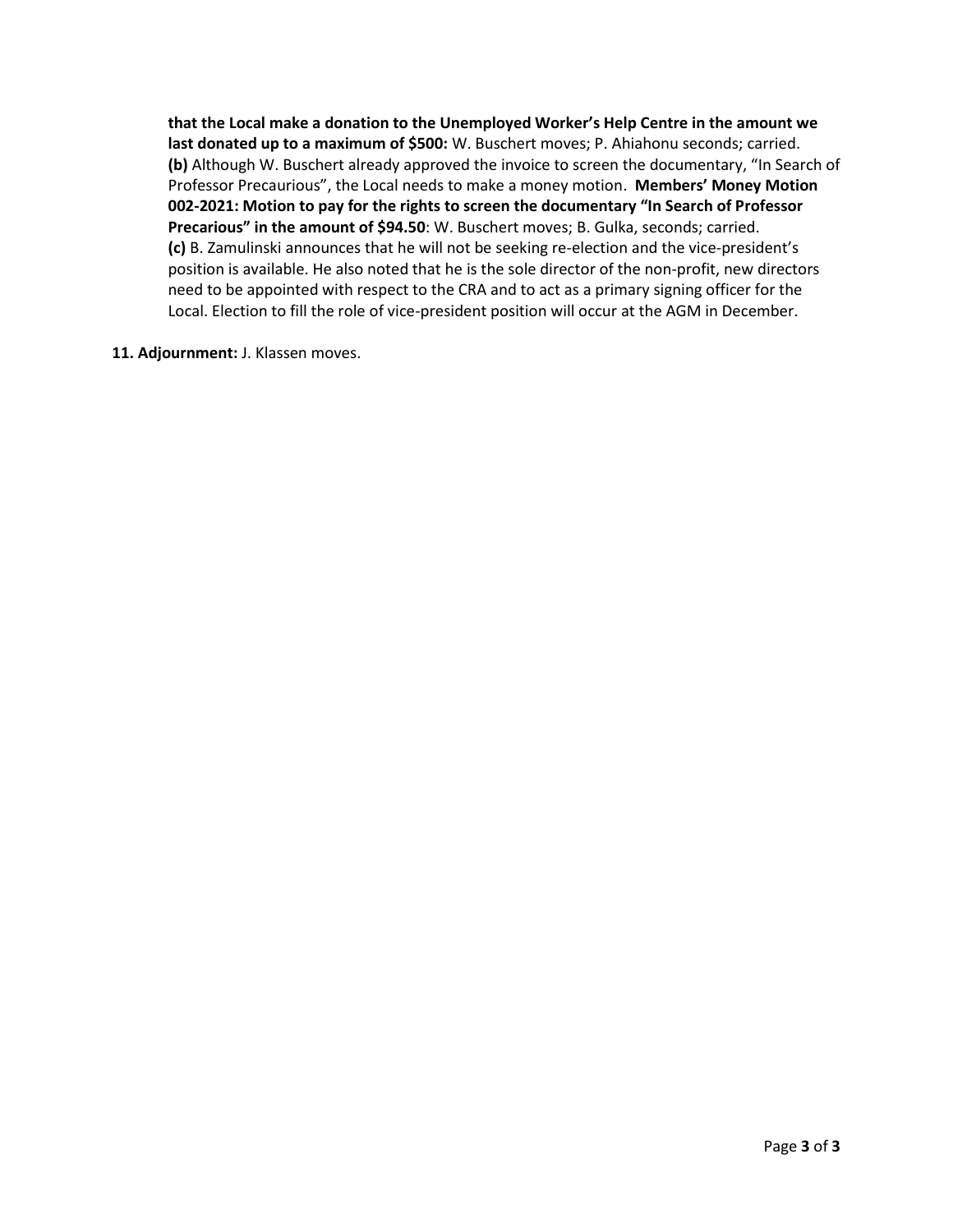**that the Local make a donation to the Unemployed Worker's Help Centre in the amount we last donated up to a maximum of $500:** W. Buschert moves; P. Ahiahonu seconds; carried.
**(b)** Although W. Buschert already approved the invoice to screen the documentary, "In Search of Professor Precaurious", the Local needs to make a money motion. **Members' Money Motion 002-2021: Motion to pay for the rights to screen the documentary "In Search of Professor Precarious" in the amount of $94.50**: W. Buschert moves; B. Gulka, seconds; carried.
**(c)** B. Zamulinski announces that he will not be seeking re-election and the vice-president's position is available. He also noted that he is the sole director of the non-profit, new directors need to be appointed with respect to the CRA and to act as a primary signing officer for the Local. Election to fill the role of vice-president position will occur at the AGM in December.

**11. Adjournment:** J. Klassen moves.